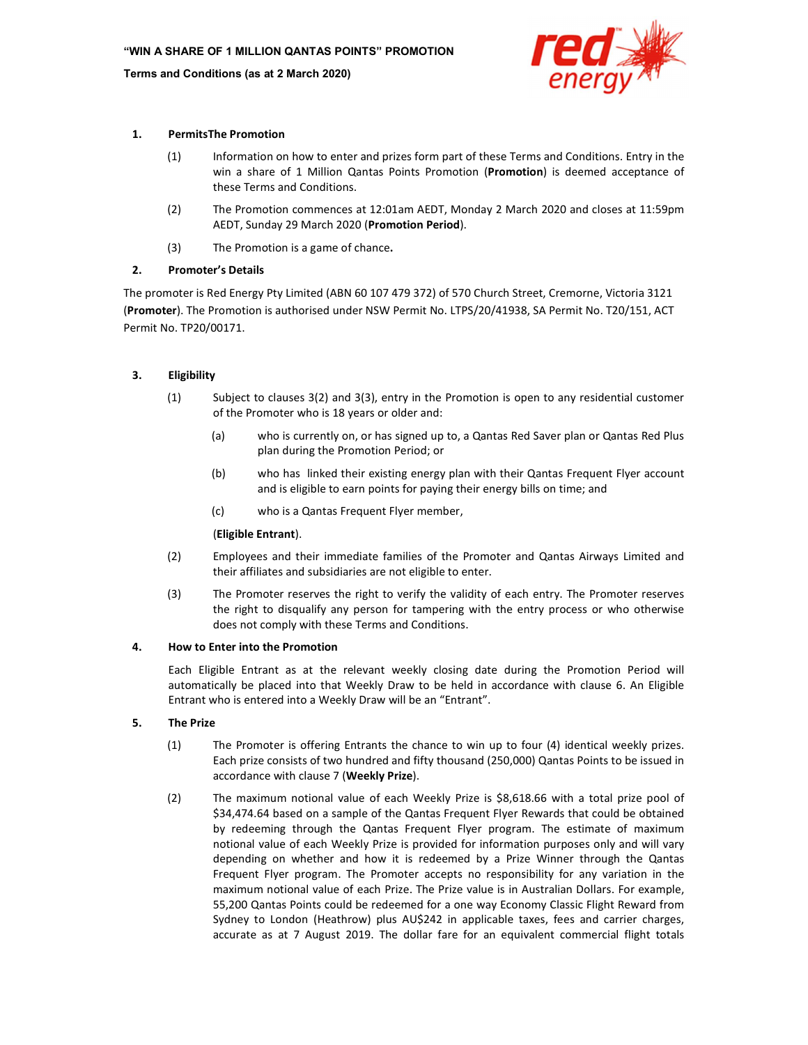**"WIN A SHARE OF 1 MILLION QANTAS POINTS" PROMOTION**

**Terms and Conditions (as at 2 March 2020)**

## 1. PermitsThe Promotion

(1) Information on how to enter and prizes form part of these Terms and Conditions. Entry in the win a share of 1 Million Qantas Points Promotion (**Promotion**) is deemed acceptance of these Terms and Conditions.

(2) The Promotion commences at 12:01am AEDT, Monday 2 March 2020 and closes at 11:59pm AEDT, Sunday 29 March 2020 (**Promotion Period**).

(3) The Promotion is a game of chance**.**

## 2. Promoter's Details

The promoter is Red Energy Pty Limited (ABN 60 107 479 372) of 570 Church Street, Cremorne, Victoria 3121 (**Promoter**). The Promotion is authorised under NSW Permit No. LTPS/20/41938, SA Permit No. T20/151, ACT Permit No. TP20/00171.

## 3. Eligibility

(1) Subject to clauses 3(2) and 3(3), entry in the Promotion is open to any residential customer of the Promoter who is 18 years or older and:

(a) who is currently on, or has signed up to, a Qantas Red Saver plan or Qantas Red Plus plan during the Promotion Period; or

(b) who has linked their existing energy plan with their Qantas Frequent Flyer account and is eligible to earn points for paying their energy bills on time; and

(c) who is a Qantas Frequent Flyer member,

(**Eligible Entrant**).

(2) Employees and their immediate families of the Promoter and Qantas Airways Limited and their affiliates and subsidiaries are not eligible to enter.

(3) The Promoter reserves the right to verify the validity of each entry. The Promoter reserves the right to disqualify any person for tampering with the entry process or who otherwise does not comply with these Terms and Conditions.

## 4. How to Enter into the Promotion

Each Eligible Entrant as at the relevant weekly closing date during the Promotion Period will automatically be placed into that Weekly Draw to be held in accordance with clause 6. An Eligible Entrant who is entered into a Weekly Draw will be an "Entrant".

## 5. The Prize

(1) The Promoter is offering Entrants the chance to win up to four (4) identical weekly prizes. Each prize consists of two hundred and fifty thousand (250,000) Qantas Points to be issued in accordance with clause 7 (**Weekly Prize**).

(2) The maximum notional value of each Weekly Prize is $8,618.66 with a total prize pool of $34,474.64 based on a sample of the Qantas Frequent Flyer Rewards that could be obtained by redeeming through the Qantas Frequent Flyer program. The estimate of maximum notional value of each Weekly Prize is provided for information purposes only and will vary depending on whether and how it is redeemed by a Prize Winner through the Qantas Frequent Flyer program. The Promoter accepts no responsibility for any variation in the maximum notional value of each Prize. The Prize value is in Australian Dollars. For example, 55,200 Qantas Points could be redeemed for a one way Economy Classic Flight Reward from Sydney to London (Heathrow) plus AU$242 in applicable taxes, fees and carrier charges, accurate as at 7 August 2019. The dollar fare for an equivalent commercial flight totals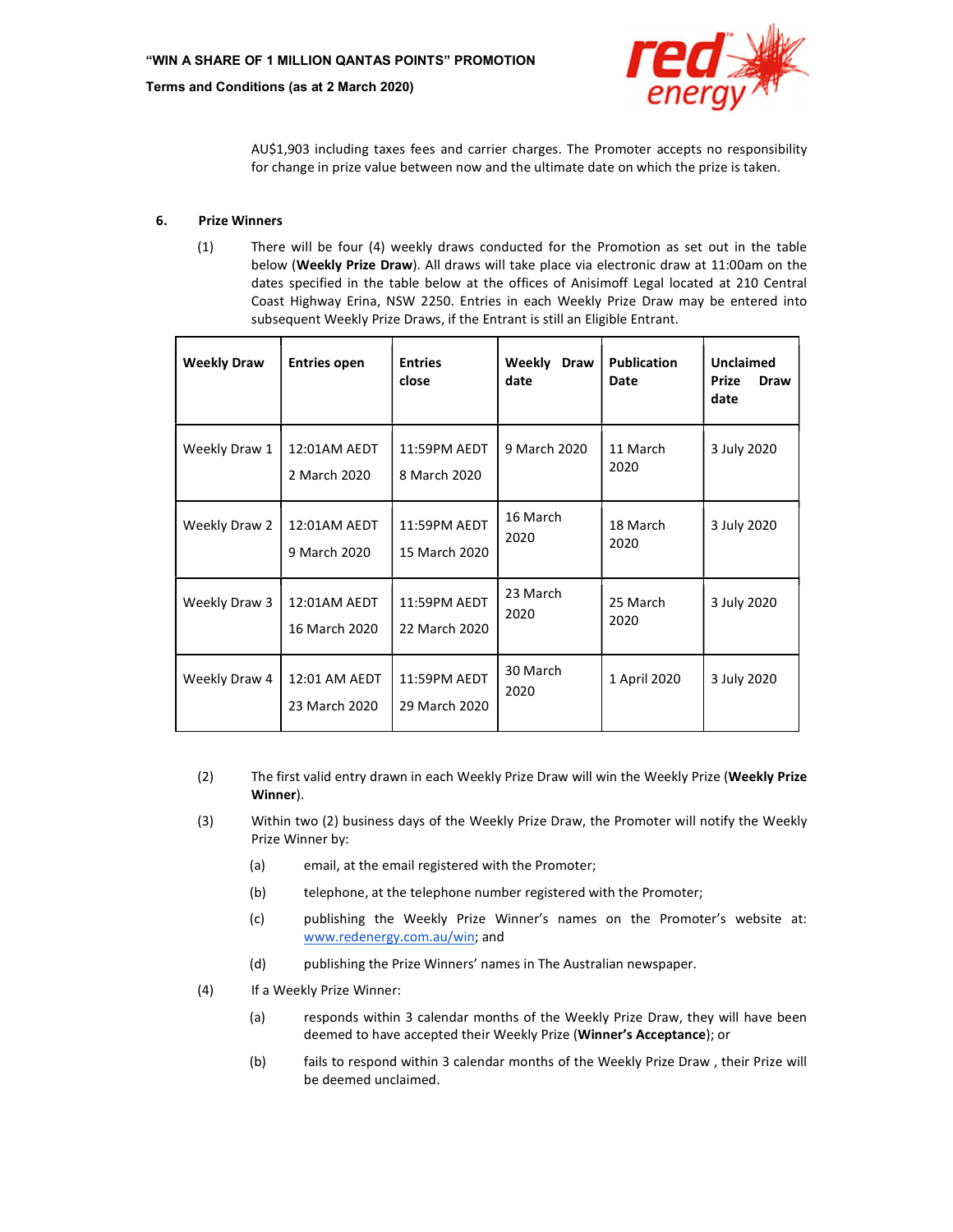AU$1,903 including taxes fees and carrier charges. The Promoter accepts no responsibility for change in prize value between now and the ultimate date on which the prize is taken.

**6. Prize Winners**

(1) There will be four (4) weekly draws conducted for the Promotion as set out in the table below (**Weekly Prize Draw**). All draws will take place via electronic draw at 11:00am on the dates specified in the table below at the offices of Anisimoff Legal located at 210 Central Coast Highway Erina, NSW 2250. Entries in each Weekly Prize Draw may be entered into subsequent Weekly Prize Draws, if the Entrant is still an Eligible Entrant.

| Weekly Draw | Entries open | Entries close | Weekly Draw date | Publication Date | Unclaimed Prize Draw date |
|---|---|---|---|---|---|
| Weekly Draw 1 | 12:01AM AEDT 2 March 2020 | 11:59PM AEDT 8 March 2020 | 9 March 2020 | 11 March 2020 | 3 July 2020 |
| Weekly Draw 2 | 12:01AM AEDT 9 March 2020 | 11:59PM AEDT 15 March 2020 | 16 March 2020 | 18 March 2020 | 3 July 2020 |
| Weekly Draw 3 | 12:01AM AEDT 16 March 2020 | 11:59PM AEDT 22 March 2020 | 23 March 2020 | 25 March 2020 | 3 July 2020 |
| Weekly Draw 4 | 12:01 AM AEDT 23 March 2020 | 11:59PM AEDT 29 March 2020 | 30 March 2020 | 1 April 2020 | 3 July 2020 |

(2) The first valid entry drawn in each Weekly Prize Draw will win the Weekly Prize (**Weekly Prize Winner**).

(3) Within two (2) business days of the Weekly Prize Draw, the Promoter will notify the Weekly Prize Winner by:

(a) email, at the email registered with the Promoter;

(b) telephone, at the telephone number registered with the Promoter;

(c) publishing the Weekly Prize Winner's names on the Promoter's website at: www.redenergy.com.au/win; and

(d) publishing the Prize Winners' names in The Australian newspaper.

(4) If a Weekly Prize Winner:

(a) responds within 3 calendar months of the Weekly Prize Draw, they will have been deemed to have accepted their Weekly Prize (**Winner's Acceptance**); or

(b) fails to respond within 3 calendar months of the Weekly Prize Draw , their Prize will be deemed unclaimed.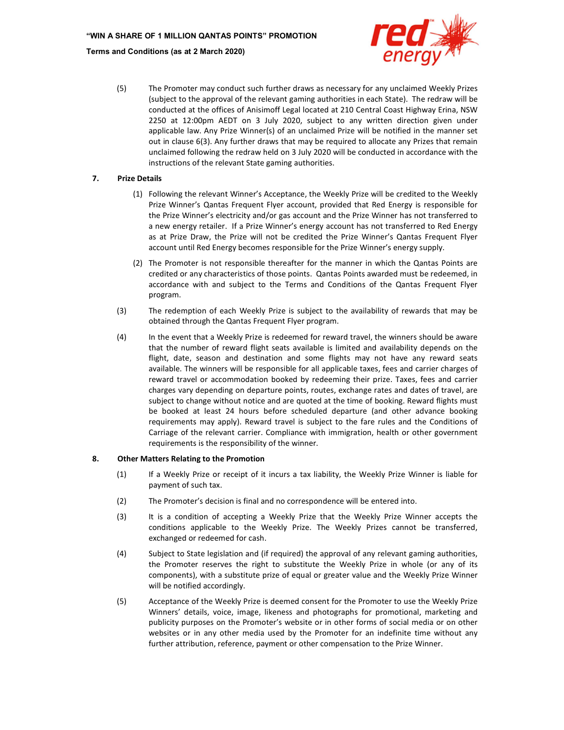(5) The Promoter may conduct such further draws as necessary for any unclaimed Weekly Prizes (subject to the approval of the relevant gaming authorities in each State). The redraw will be conducted at the offices of Anisimoff Legal located at 210 Central Coast Highway Erina, NSW 2250 at 12:00pm AEDT on 3 July 2020, subject to any written direction given under applicable law. Any Prize Winner(s) of an unclaimed Prize will be notified in the manner set out in clause 6(3). Any further draws that may be required to allocate any Prizes that remain unclaimed following the redraw held on 3 July 2020 will be conducted in accordance with the instructions of the relevant State gaming authorities.

## 7. Prize Details

(1) Following the relevant Winner's Acceptance, the Weekly Prize will be credited to the Weekly Prize Winner's Qantas Frequent Flyer account, provided that Red Energy is responsible for the Prize Winner's electricity and/or gas account and the Prize Winner has not transferred to a new energy retailer. If a Prize Winner's energy account has not transferred to Red Energy as at Prize Draw, the Prize will not be credited the Prize Winner's Qantas Frequent Flyer account until Red Energy becomes responsible for the Prize Winner's energy supply.

(2) The Promoter is not responsible thereafter for the manner in which the Qantas Points are credited or any characteristics of those points. Qantas Points awarded must be redeemed, in accordance with and subject to the Terms and Conditions of the Qantas Frequent Flyer program.

(3) The redemption of each Weekly Prize is subject to the availability of rewards that may be obtained through the Qantas Frequent Flyer program.

(4) In the event that a Weekly Prize is redeemed for reward travel, the winners should be aware that the number of reward flight seats available is limited and availability depends on the flight, date, season and destination and some flights may not have any reward seats available. The winners will be responsible for all applicable taxes, fees and carrier charges of reward travel or accommodation booked by redeeming their prize. Taxes, fees and carrier charges vary depending on departure points, routes, exchange rates and dates of travel, are subject to change without notice and are quoted at the time of booking. Reward flights must be booked at least 24 hours before scheduled departure (and other advance booking requirements may apply). Reward travel is subject to the fare rules and the Conditions of Carriage of the relevant carrier. Compliance with immigration, health or other government requirements is the responsibility of the winner.

## 8. Other Matters Relating to the Promotion

(1) If a Weekly Prize or receipt of it incurs a tax liability, the Weekly Prize Winner is liable for payment of such tax.

(2) The Promoter's decision is final and no correspondence will be entered into.

(3) It is a condition of accepting a Weekly Prize that the Weekly Prize Winner accepts the conditions applicable to the Weekly Prize. The Weekly Prizes cannot be transferred, exchanged or redeemed for cash.

(4) Subject to State legislation and (if required) the approval of any relevant gaming authorities, the Promoter reserves the right to substitute the Weekly Prize in whole (or any of its components), with a substitute prize of equal or greater value and the Weekly Prize Winner will be notified accordingly.

(5) Acceptance of the Weekly Prize is deemed consent for the Promoter to use the Weekly Prize Winners' details, voice, image, likeness and photographs for promotional, marketing and publicity purposes on the Promoter's website or in other forms of social media or on other websites or in any other media used by the Promoter for an indefinite time without any further attribution, reference, payment or other compensation to the Prize Winner.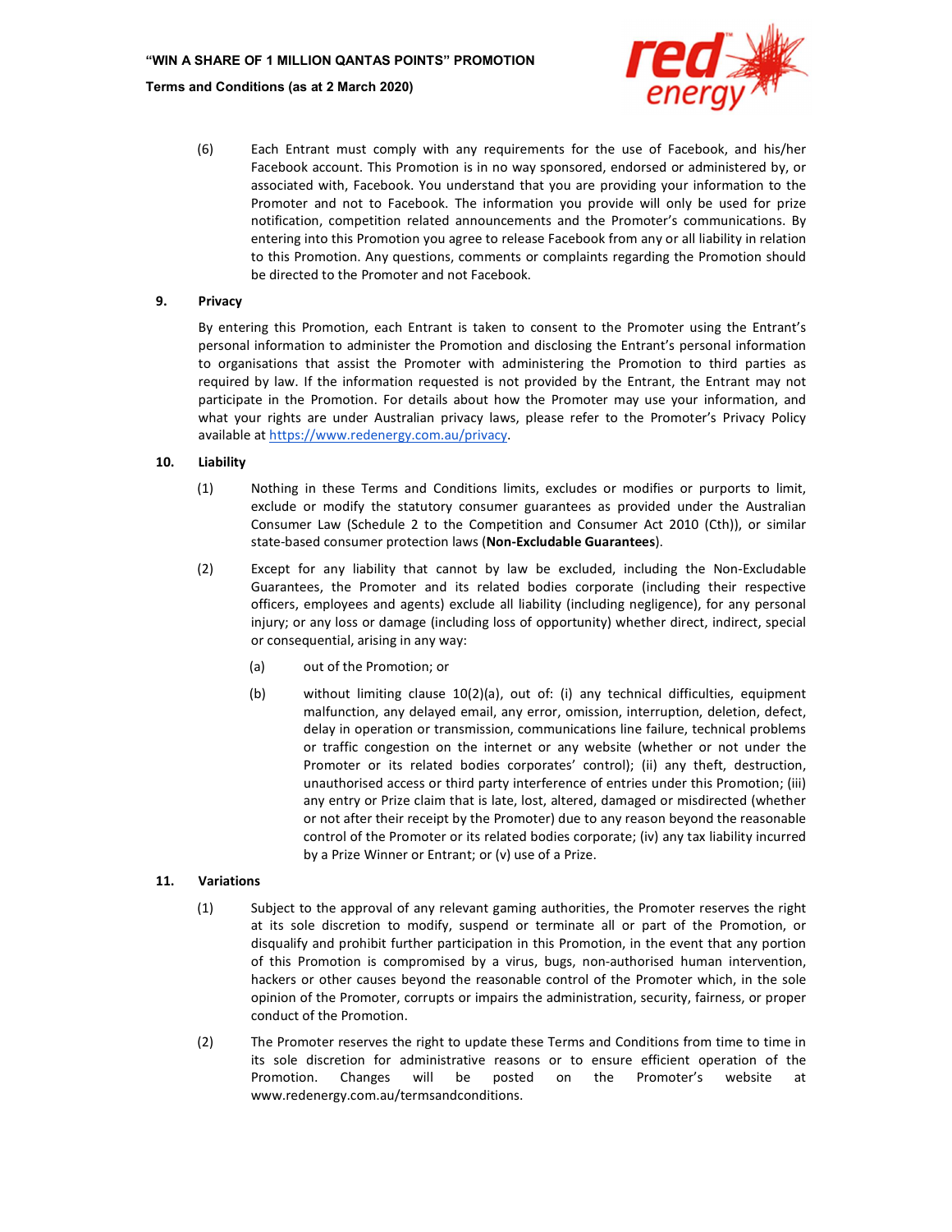(6) Each Entrant must comply with any requirements for the use of Facebook, and his/her Facebook account. This Promotion is in no way sponsored, endorsed or administered by, or associated with, Facebook. You understand that you are providing your information to the Promoter and not to Facebook. The information you provide will only be used for prize notification, competition related announcements and the Promoter's communications. By entering into this Promotion you agree to release Facebook from any or all liability in relation to this Promotion. Any questions, comments or complaints regarding the Promotion should be directed to the Promoter and not Facebook.

## 9. Privacy

By entering this Promotion, each Entrant is taken to consent to the Promoter using the Entrant's personal information to administer the Promotion and disclosing the Entrant's personal information to organisations that assist the Promoter with administering the Promotion to third parties as required by law. If the information requested is not provided by the Entrant, the Entrant may not participate in the Promotion. For details about how the Promoter may use your information, and what your rights are under Australian privacy laws, please refer to the Promoter's Privacy Policy available at https://www.redenergy.com.au/privacy.

## 10. Liability

(1) Nothing in these Terms and Conditions limits, excludes or modifies or purports to limit, exclude or modify the statutory consumer guarantees as provided under the Australian Consumer Law (Schedule 2 to the Competition and Consumer Act 2010 (Cth)), or similar state-based consumer protection laws (**Non-Excludable Guarantees**).

(2) Except for any liability that cannot by law be excluded, including the Non-Excludable Guarantees, the Promoter and its related bodies corporate (including their respective officers, employees and agents) exclude all liability (including negligence), for any personal injury; or any loss or damage (including loss of opportunity) whether direct, indirect, special or consequential, arising in any way:

(a) out of the Promotion; or

(b) without limiting clause 10(2)(a), out of: (i) any technical difficulties, equipment malfunction, any delayed email, any error, omission, interruption, deletion, defect, delay in operation or transmission, communications line failure, technical problems or traffic congestion on the internet or any website (whether or not under the Promoter or its related bodies corporates' control); (ii) any theft, destruction, unauthorised access or third party interference of entries under this Promotion; (iii) any entry or Prize claim that is late, lost, altered, damaged or misdirected (whether or not after their receipt by the Promoter) due to any reason beyond the reasonable control of the Promoter or its related bodies corporate; (iv) any tax liability incurred by a Prize Winner or Entrant; or (v) use of a Prize.

## 11. Variations

(1) Subject to the approval of any relevant gaming authorities, the Promoter reserves the right at its sole discretion to modify, suspend or terminate all or part of the Promotion, or disqualify and prohibit further participation in this Promotion, in the event that any portion of this Promotion is compromised by a virus, bugs, non-authorised human intervention, hackers or other causes beyond the reasonable control of the Promoter which, in the sole opinion of the Promoter, corrupts or impairs the administration, security, fairness, or proper conduct of the Promotion.

(2) The Promoter reserves the right to update these Terms and Conditions from time to time in its sole discretion for administrative reasons or to ensure efficient operation of the Promotion. Changes will be posted on the Promoter's website at www.redenergy.com.au/termsandconditions.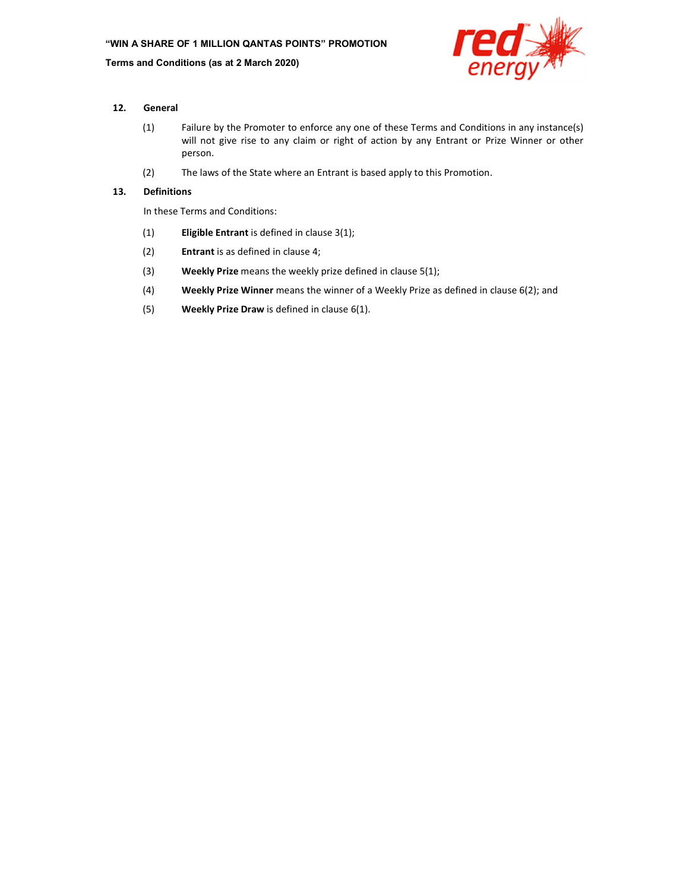## 12. General

(1) Failure by the Promoter to enforce any one of these Terms and Conditions in any instance(s) will not give rise to any claim or right of action by any Entrant or Prize Winner or other person.

(2) The laws of the State where an Entrant is based apply to this Promotion.

## 13. Definitions

In these Terms and Conditions:

(1) **Eligible Entrant** is defined in clause 3(1);

(2) **Entrant** is as defined in clause 4;

(3) **Weekly Prize** means the weekly prize defined in clause 5(1);

(4) **Weekly Prize Winner** means the winner of a Weekly Prize as defined in clause 6(2); and

(5) **Weekly Prize Draw** is defined in clause 6(1).